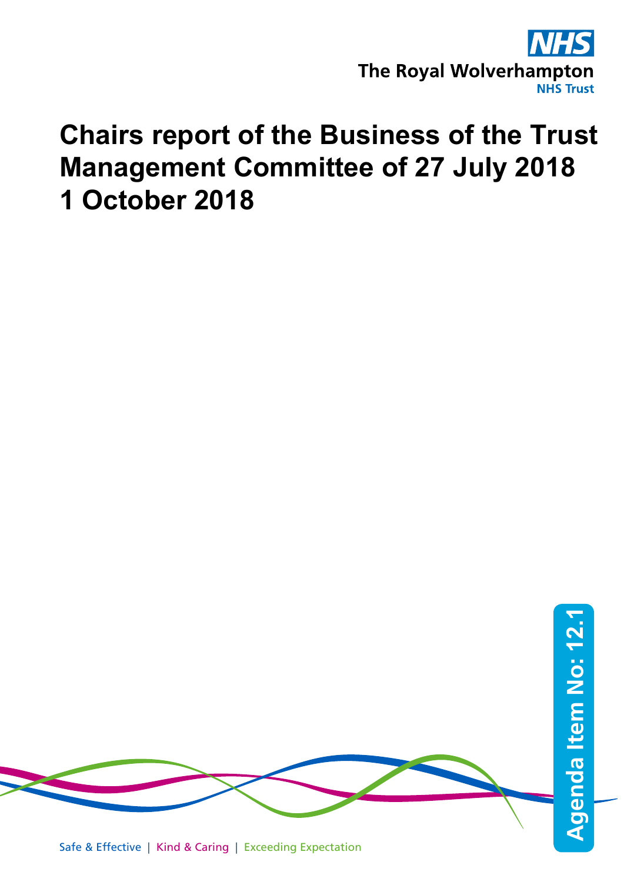The Royal Wolverhampton NHS Trust

# Chairs report of the Business of the Trust Management Committee of 27 July 2018
# 1 October 2018

Agenda Item No: 12.1

Safe & Effective | Kind & Caring | Exceeding Expectation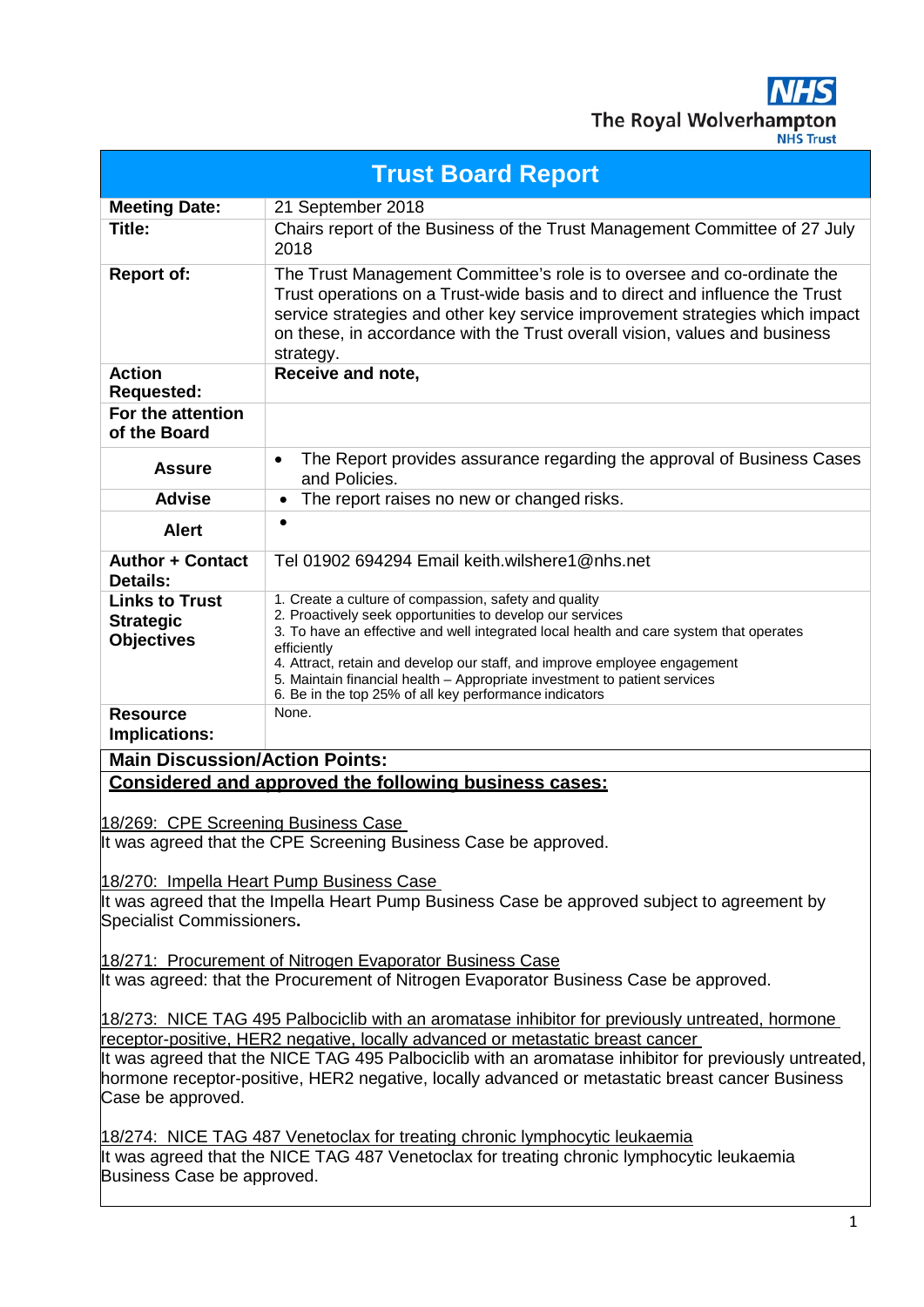**NHS**
**The Royal Wolverhampton NHS Trust**

# Trust Board Report

| | |
|---|---|
| **Meeting Date:** | 21 September 2018 |
| **Title:** | Chairs report of the Business of the Trust Management Committee of 27 July 2018 |
| **Report of:** | The Trust Management Committee's role is to oversee and co-ordinate the Trust operations on a Trust-wide basis and to direct and influence the Trust service strategies and other key service improvement strategies which impact on these, in accordance with the Trust overall vision, values and business strategy. |
| **Action Requested:** | **Receive and note,** |
| **For the attention of the Board** | |
| **Assure** | • The Report provides assurance regarding the approval of Business Cases and Policies. |
| **Advise** | • The report raises no new or changed risks. |
| **Alert** | • |
| **Author + Contact Details:** | Tel 01902 694294 Email keith.wilshere1@nhs.net |
| **Links to Trust Strategic Objectives** | 1. Create a culture of compassion, safety and quality<br>2. Proactively seek opportunities to develop our services<br>3. To have an effective and well integrated local health and care system that operates efficiently<br>4. Attract, retain and develop our staff, and improve employee engagement<br>5. Maintain financial health – Appropriate investment to patient services<br>6. Be in the top 25% of all key performance indicators |
| **Resource Implications:** | None. |

**Main Discussion/Action Points:**

**Considered and approved the following business cases:**

18/269: CPE Screening Business Case
It was agreed that the CPE Screening Business Case be approved.

18/270: Impella Heart Pump Business Case
It was agreed that the Impella Heart Pump Business Case be approved subject to agreement by Specialist Commissioners**.**

18/271: Procurement of Nitrogen Evaporator Business Case
It was agreed: that the Procurement of Nitrogen Evaporator Business Case be approved.

18/273: NICE TAG 495 Palbociclib with an aromatase inhibitor for previously untreated, hormone receptor-positive, HER2 negative, locally advanced or metastatic breast cancer
It was agreed that the NICE TAG 495 Palbociclib with an aromatase inhibitor for previously untreated, hormone receptor-positive, HER2 negative, locally advanced or metastatic breast cancer Business Case be approved.

18/274: NICE TAG 487 Venetoclax for treating chronic lymphocytic leukaemia
It was agreed that the NICE TAG 487 Venetoclax for treating chronic lymphocytic leukaemia Business Case be approved.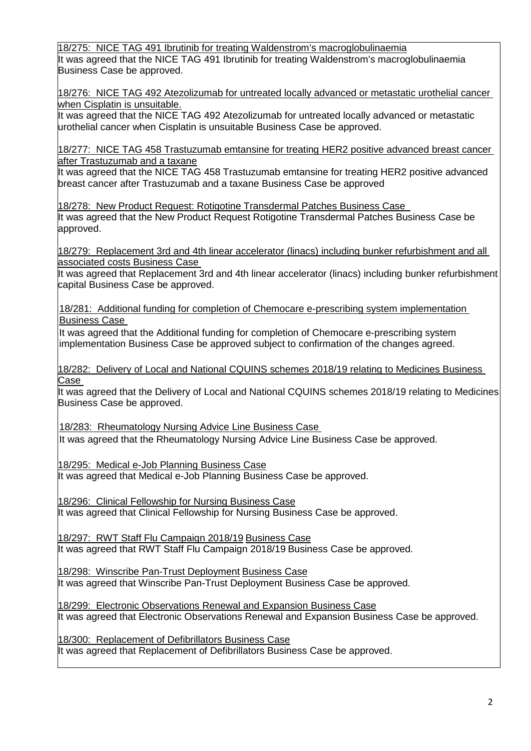18/275: NICE TAG 491 Ibrutinib for treating Waldenstrom's macroglobulinaemia

It was agreed that the NICE TAG 491 Ibrutinib for treating Waldenstrom's macroglobulinaemia Business Case be approved.

18/276: NICE TAG 492 Atezolizumab for untreated locally advanced or metastatic urothelial cancer when Cisplatin is unsuitable.

It was agreed that the NICE TAG 492 Atezolizumab for untreated locally advanced or metastatic urothelial cancer when Cisplatin is unsuitable Business Case be approved.

18/277: NICE TAG 458 Trastuzumab emtansine for treating HER2 positive advanced breast cancer after Trastuzumab and a taxane

It was agreed that the NICE TAG 458 Trastuzumab emtansine for treating HER2 positive advanced breast cancer after Trastuzumab and a taxane Business Case be approved

18/278: New Product Request: Rotigotine Transdermal Patches Business Case

It was agreed that the New Product Request Rotigotine Transdermal Patches Business Case be approved.

18/279: Replacement 3rd and 4th linear accelerator (linacs) including bunker refurbishment and all associated costs Business Case

It was agreed that Replacement 3rd and 4th linear accelerator (linacs) including bunker refurbishment capital Business Case be approved.

18/281: Additional funding for completion of Chemocare e-prescribing system implementation Business Case

It was agreed that the Additional funding for completion of Chemocare e-prescribing system implementation Business Case be approved subject to confirmation of the changes agreed.

18/282: Delivery of Local and National CQUINS schemes 2018/19 relating to Medicines Business Case

It was agreed that the Delivery of Local and National CQUINS schemes 2018/19 relating to Medicines Business Case be approved.

18/283: Rheumatology Nursing Advice Line Business Case

It was agreed that the Rheumatology Nursing Advice Line Business Case be approved.

18/295: Medical e-Job Planning Business Case

It was agreed that Medical e-Job Planning Business Case be approved.

18/296: Clinical Fellowship for Nursing Business Case

It was agreed that Clinical Fellowship for Nursing Business Case be approved.

18/297: RWT Staff Flu Campaign 2018/19 Business Case

It was agreed that RWT Staff Flu Campaign 2018/19 Business Case be approved.

18/298: Winscribe Pan-Trust Deployment Business Case

It was agreed that Winscribe Pan-Trust Deployment Business Case be approved.

18/299: Electronic Observations Renewal and Expansion Business Case

It was agreed that Electronic Observations Renewal and Expansion Business Case be approved.

18/300: Replacement of Defibrillators Business Case

It was agreed that Replacement of Defibrillators Business Case be approved.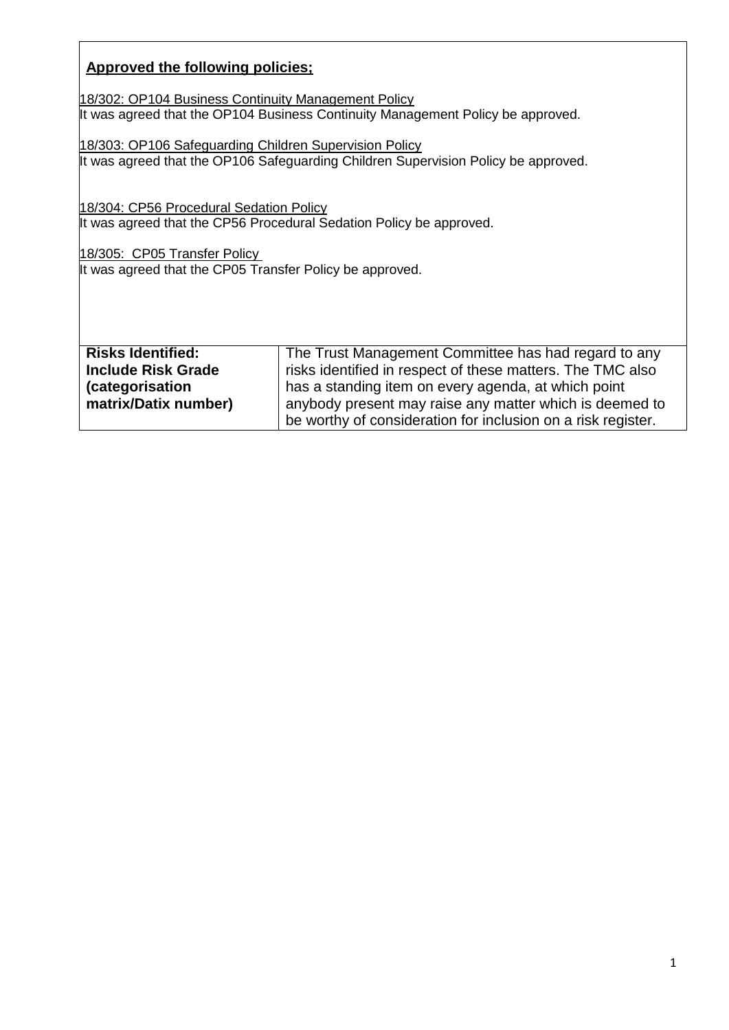**Approved the following policies;**

<u>18/302: OP104 Business Continuity Management Policy</u>
It was agreed that the OP104 Business Continuity Management Policy be approved.

<u>18/303: OP106 Safeguarding Children Supervision Policy</u>
It was agreed that the OP106 Safeguarding Children Supervision Policy be approved.

<u>18/304: CP56 Procedural Sedation Policy</u>
It was agreed that the CP56 Procedural Sedation Policy be approved.

<u>18/305: CP05 Transfer Policy</u>
It was agreed that the CP05 Transfer Policy be approved.

| **Risks Identified: Include Risk Grade (categorisation matrix/Datix number)** | The Trust Management Committee has had regard to any risks identified in respect of these matters. The TMC also has a standing item on every agenda, at which point anybody present may raise any matter which is deemed to be worthy of consideration for inclusion on a risk register. |
|---|---|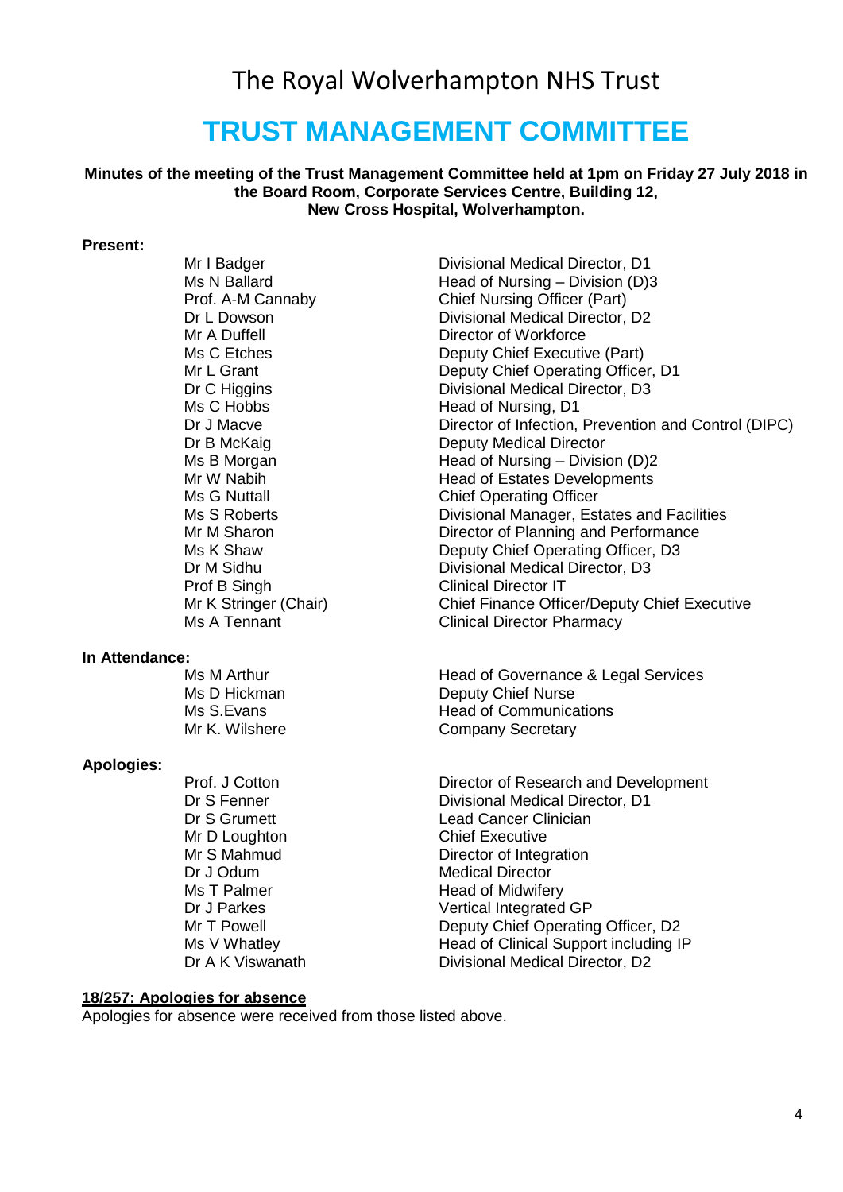# The Royal Wolverhampton NHS Trust

# TRUST MANAGEMENT COMMITTEE

**Minutes of the meeting of the Trust Management Committee held at 1pm on Friday 27 July 2018 in the Board Room, Corporate Services Centre, Building 12, New Cross Hospital, Wolverhampton.**

**Present:**

| | |
|---|---|
| Mr I Badger | Divisional Medical Director, D1 |
| Ms N Ballard | Head of Nursing – Division (D)3 |
| Prof. A-M Cannaby | Chief Nursing Officer (Part) |
| Dr L Dowson | Divisional Medical Director, D2 |
| Mr A Duffell | Director of Workforce |
| Ms C Etches | Deputy Chief Executive (Part) |
| Mr L Grant | Deputy Chief Operating Officer, D1 |
| Dr C Higgins | Divisional Medical Director, D3 |
| Ms C Hobbs | Head of Nursing, D1 |
| Dr J Macve | Director of Infection, Prevention and Control (DIPC) |
| Dr B McKaig | Deputy Medical Director |
| Ms B Morgan | Head of Nursing – Division (D)2 |
| Mr W Nabih | Head of Estates Developments |
| Ms G Nuttall | Chief Operating Officer |
| Ms S Roberts | Divisional Manager, Estates and Facilities |
| Mr M Sharon | Director of Planning and Performance |
| Ms K Shaw | Deputy Chief Operating Officer, D3 |
| Dr M Sidhu | Divisional Medical Director, D3 |
| Prof B Singh | Clinical Director IT |
| Mr K Stringer (Chair) | Chief Finance Officer/Deputy Chief Executive |
| Ms A Tennant | Clinical Director Pharmacy |

**In Attendance:**

| | |
|---|---|
| Ms M Arthur | Head of Governance & Legal Services |
| Ms D Hickman | Deputy Chief Nurse |
| Ms S.Evans | Head of Communications |
| Mr K. Wilshere | Company Secretary |

**Apologies:**

| | |
|---|---|
| Prof. J Cotton | Director of Research and Development |
| Dr S Fenner | Divisional Medical Director, D1 |
| Dr S Grumett | Lead Cancer Clinician |
| Mr D Loughton | Chief Executive |
| Mr S Mahmud | Director of Integration |
| Dr J Odum | Medical Director |
| Ms T Palmer | Head of Midwifery |
| Dr J Parkes | Vertical Integrated GP |
| Mr T Powell | Deputy Chief Operating Officer, D2 |
| Ms V Whatley | Head of Clinical Support including IP |
| Dr A K Viswanath | Divisional Medical Director, D2 |

**18/257: Apologies for absence**

Apologies for absence were received from those listed above.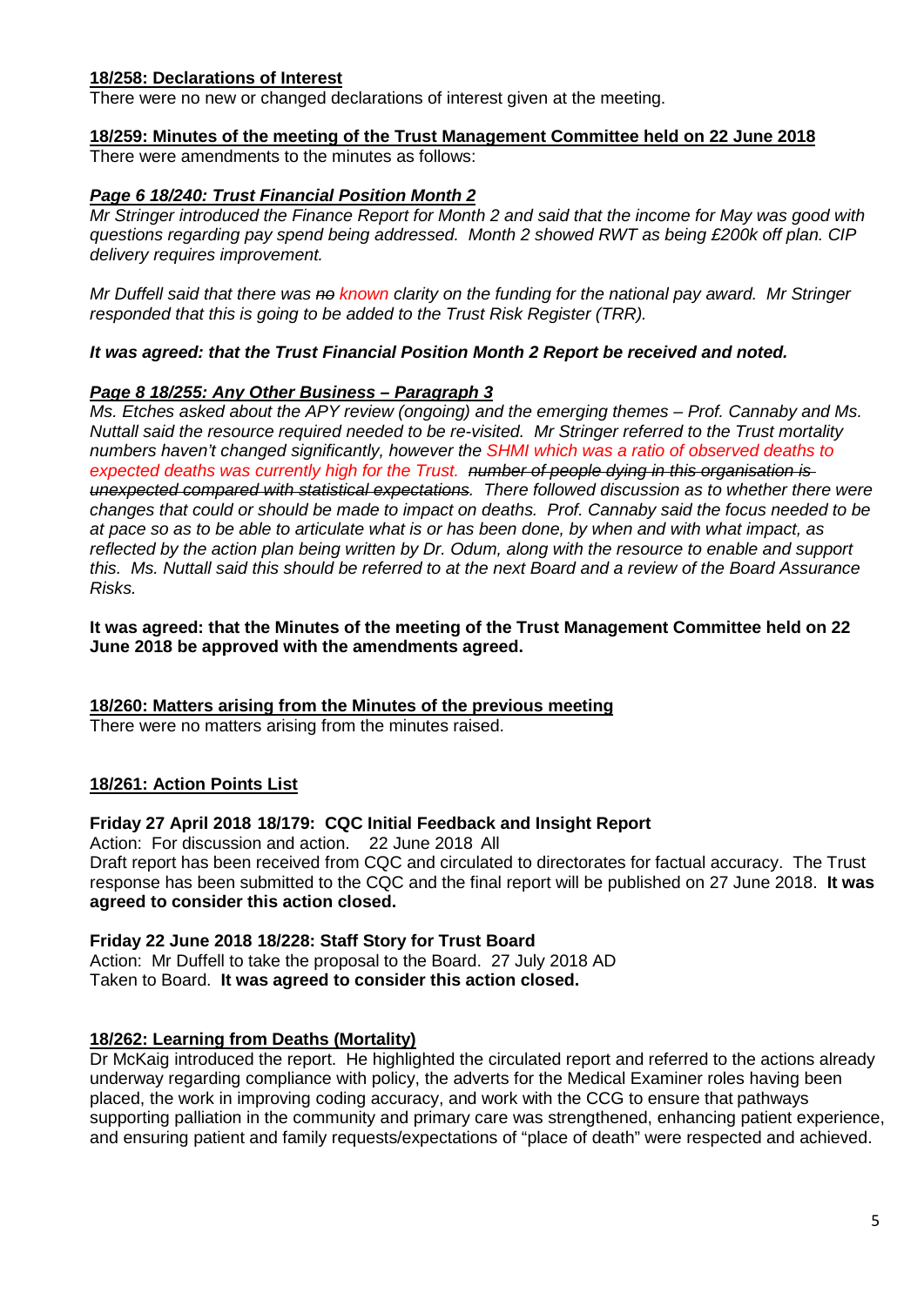**18/258: Declarations of Interest**

There were no new or changed declarations of interest given at the meeting.

**18/259: Minutes of the meeting of the Trust Management Committee held on 22 June 2018**

There were amendments to the minutes as follows:

***Page 6 18/240: Trust Financial Position Month 2***

*Mr Stringer introduced the Finance Report for Month 2 and said that the income for May was good with questions regarding pay spend being addressed. Month 2 showed RWT as being £200k off plan. CIP delivery requires improvement.*

*Mr Duffell said that there was ~~no~~ known clarity on the funding for the national pay award. Mr Stringer responded that this is going to be added to the Trust Risk Register (TRR).*

***It was agreed: that the Trust Financial Position Month 2 Report be received and noted.***

***Page 8 18/255: Any Other Business – Paragraph 3***

*Ms. Etches asked about the APY review (ongoing) and the emerging themes – Prof. Cannaby and Ms. Nuttall said the resource required needed to be re-visited. Mr Stringer referred to the Trust mortality numbers haven't changed significantly, however the SHMI which was a ratio of observed deaths to expected deaths was currently high for the Trust. ~~number of people dying in this organisation is unexpected compared with statistical expectations.~~ There followed discussion as to whether there were changes that could or should be made to impact on deaths. Prof. Cannaby said the focus needed to be at pace so as to be able to articulate what is or has been done, by when and with what impact, as reflected by the action plan being written by Dr. Odum, along with the resource to enable and support this. Ms. Nuttall said this should be referred to at the next Board and a review of the Board Assurance Risks.*

**It was agreed: that the Minutes of the meeting of the Trust Management Committee held on 22 June 2018 be approved with the amendments agreed.**

**18/260: Matters arising from the Minutes of the previous meeting**

There were no matters arising from the minutes raised.

**18/261: Action Points List**

**Friday 27 April 2018 18/179: CQC Initial Feedback and Insight Report**

Action: For discussion and action. 22 June 2018 All

Draft report has been received from CQC and circulated to directorates for factual accuracy. The Trust response has been submitted to the CQC and the final report will be published on 27 June 2018. **It was agreed to consider this action closed.**

**Friday 22 June 2018 18/228: Staff Story for Trust Board**

Action: Mr Duffell to take the proposal to the Board. 27 July 2018 AD

Taken to Board. **It was agreed to consider this action closed.**

**18/262: Learning from Deaths (Mortality)**

Dr McKaig introduced the report. He highlighted the circulated report and referred to the actions already underway regarding compliance with policy, the adverts for the Medical Examiner roles having been placed, the work in improving coding accuracy, and work with the CCG to ensure that pathways supporting palliation in the community and primary care was strengthened, enhancing patient experience, and ensuring patient and family requests/expectations of "place of death" were respected and achieved.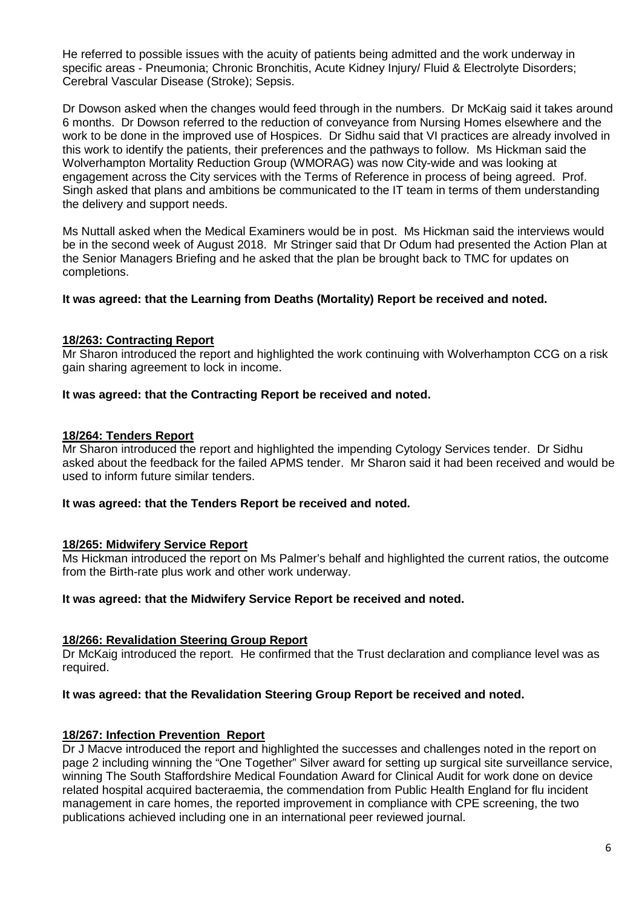He referred to possible issues with the acuity of patients being admitted and the work underway in specific areas - Pneumonia; Chronic Bronchitis, Acute Kidney Injury/ Fluid & Electrolyte Disorders; Cerebral Vascular Disease (Stroke); Sepsis.

Dr Dowson asked when the changes would feed through in the numbers. Dr McKaig said it takes around 6 months. Dr Dowson referred to the reduction of conveyance from Nursing Homes elsewhere and the work to be done in the improved use of Hospices. Dr Sidhu said that VI practices are already involved in this work to identify the patients, their preferences and the pathways to follow. Ms Hickman said the Wolverhampton Mortality Reduction Group (WMORAG) was now City-wide and was looking at engagement across the City services with the Terms of Reference in process of being agreed. Prof. Singh asked that plans and ambitions be communicated to the IT team in terms of them understanding the delivery and support needs.

Ms Nuttall asked when the Medical Examiners would be in post. Ms Hickman said the interviews would be in the second week of August 2018. Mr Stringer said that Dr Odum had presented the Action Plan at the Senior Managers Briefing and he asked that the plan be brought back to TMC for updates on completions.

**It was agreed: that the Learning from Deaths (Mortality) Report be received and noted.**

## 18/263: Contracting Report

Mr Sharon introduced the report and highlighted the work continuing with Wolverhampton CCG on a risk gain sharing agreement to lock in income.

**It was agreed: that the Contracting Report be received and noted.**

## 18/264: Tenders Report

Mr Sharon introduced the report and highlighted the impending Cytology Services tender. Dr Sidhu asked about the feedback for the failed APMS tender. Mr Sharon said it had been received and would be used to inform future similar tenders.

**It was agreed: that the Tenders Report be received and noted.**

## 18/265: Midwifery Service Report

Ms Hickman introduced the report on Ms Palmer's behalf and highlighted the current ratios, the outcome from the Birth-rate plus work and other work underway.

**It was agreed: that the Midwifery Service Report be received and noted.**

## 18/266: Revalidation Steering Group Report

Dr McKaig introduced the report. He confirmed that the Trust declaration and compliance level was as required.

**It was agreed: that the Revalidation Steering Group Report be received and noted.**

## 18/267: Infection Prevention Report

Dr J Macve introduced the report and highlighted the successes and challenges noted in the report on page 2 including winning the "One Together" Silver award for setting up surgical site surveillance service, winning The South Staffordshire Medical Foundation Award for Clinical Audit for work done on device related hospital acquired bacteraemia, the commendation from Public Health England for flu incident management in care homes, the reported improvement in compliance with CPE screening, the two publications achieved including one in an international peer reviewed journal.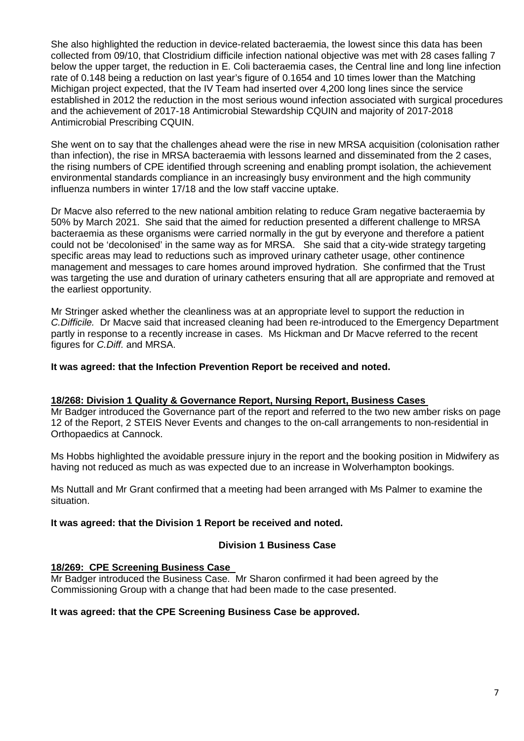She also highlighted the reduction in device-related bacteraemia, the lowest since this data has been collected from 09/10, that Clostridium difficile infection national objective was met with 28 cases falling 7 below the upper target, the reduction in E. Coli bacteraemia cases, the Central line and long line infection rate of 0.148 being a reduction on last year's figure of 0.1654 and 10 times lower than the Matching Michigan project expected, that the IV Team had inserted over 4,200 long lines since the service established in 2012 the reduction in the most serious wound infection associated with surgical procedures and the achievement of 2017-18 Antimicrobial Stewardship CQUIN and majority of 2017-2018 Antimicrobial Prescribing CQUIN.

She went on to say that the challenges ahead were the rise in new MRSA acquisition (colonisation rather than infection), the rise in MRSA bacteraemia with lessons learned and disseminated from the 2 cases, the rising numbers of CPE identified through screening and enabling prompt isolation, the achievement environmental standards compliance in an increasingly busy environment and the high community influenza numbers in winter 17/18 and the low staff vaccine uptake.

Dr Macve also referred to the new national ambition relating to reduce Gram negative bacteraemia by 50% by March 2021. She said that the aimed for reduction presented a different challenge to MRSA bacteraemia as these organisms were carried normally in the gut by everyone and therefore a patient could not be 'decolonised' in the same way as for MRSA. She said that a city-wide strategy targeting specific areas may lead to reductions such as improved urinary catheter usage, other continence management and messages to care homes around improved hydration. She confirmed that the Trust was targeting the use and duration of urinary catheters ensuring that all are appropriate and removed at the earliest opportunity.

Mr Stringer asked whether the cleanliness was at an appropriate level to support the reduction in *C.Difficile.* Dr Macve said that increased cleaning had been re-introduced to the Emergency Department partly in response to a recently increase in cases. Ms Hickman and Dr Macve referred to the recent figures for *C.Diff.* and MRSA.

**It was agreed: that the Infection Prevention Report be received and noted.**

**18/268: Division 1 Quality & Governance Report, Nursing Report, Business Cases**

Mr Badger introduced the Governance part of the report and referred to the two new amber risks on page 12 of the Report, 2 STEIS Never Events and changes to the on-call arrangements to non-residential in Orthopaedics at Cannock.

Ms Hobbs highlighted the avoidable pressure injury in the report and the booking position in Midwifery as having not reduced as much as was expected due to an increase in Wolverhampton bookings.

Ms Nuttall and Mr Grant confirmed that a meeting had been arranged with Ms Palmer to examine the situation.

**It was agreed: that the Division 1 Report be received and noted.**

**Division 1 Business Case**

**18/269: CPE Screening Business Case**

Mr Badger introduced the Business Case. Mr Sharon confirmed it had been agreed by the Commissioning Group with a change that had been made to the case presented.

**It was agreed: that the CPE Screening Business Case be approved.**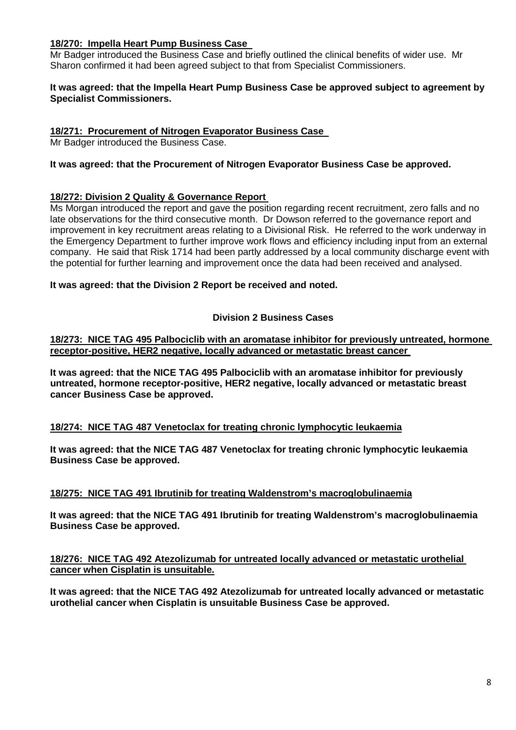**18/270: Impella Heart Pump Business Case**

Mr Badger introduced the Business Case and briefly outlined the clinical benefits of wider use. Mr Sharon confirmed it had been agreed subject to that from Specialist Commissioners.

**It was agreed: that the Impella Heart Pump Business Case be approved subject to agreement by Specialist Commissioners.**

**18/271: Procurement of Nitrogen Evaporator Business Case**

Mr Badger introduced the Business Case.

**It was agreed: that the Procurement of Nitrogen Evaporator Business Case be approved.**

**18/272: Division 2 Quality & Governance Report**

Ms Morgan introduced the report and gave the position regarding recent recruitment, zero falls and no late observations for the third consecutive month. Dr Dowson referred to the governance report and improvement in key recruitment areas relating to a Divisional Risk. He referred to the work underway in the Emergency Department to further improve work flows and efficiency including input from an external company. He said that Risk 1714 had been partly addressed by a local community discharge event with the potential for further learning and improvement once the data had been received and analysed.

**It was agreed: that the Division 2 Report be received and noted.**

**Division 2 Business Cases**

**18/273: NICE TAG 495 Palbociclib with an aromatase inhibitor for previously untreated, hormone receptor-positive, HER2 negative, locally advanced or metastatic breast cancer**

**It was agreed: that the NICE TAG 495 Palbociclib with an aromatase inhibitor for previously untreated, hormone receptor-positive, HER2 negative, locally advanced or metastatic breast cancer Business Case be approved.**

**18/274: NICE TAG 487 Venetoclax for treating chronic lymphocytic leukaemia**

**It was agreed: that the NICE TAG 487 Venetoclax for treating chronic lymphocytic leukaemia Business Case be approved.**

**18/275: NICE TAG 491 Ibrutinib for treating Waldenstrom's macroglobulinaemia**

**It was agreed: that the NICE TAG 491 Ibrutinib for treating Waldenstrom's macroglobulinaemia Business Case be approved.**

**18/276: NICE TAG 492 Atezolizumab for untreated locally advanced or metastatic urothelial cancer when Cisplatin is unsuitable.**

**It was agreed: that the NICE TAG 492 Atezolizumab for untreated locally advanced or metastatic urothelial cancer when Cisplatin is unsuitable Business Case be approved.**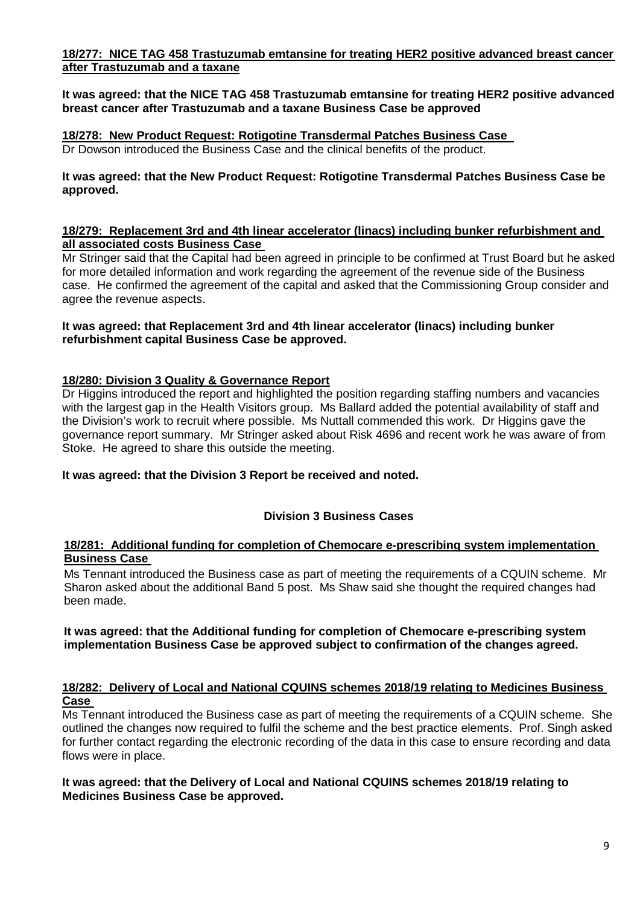**18/277: NICE TAG 458 Trastuzumab emtansine for treating HER2 positive advanced breast cancer after Trastuzumab and a taxane**

**It was agreed: that the NICE TAG 458 Trastuzumab emtansine for treating HER2 positive advanced breast cancer after Trastuzumab and a taxane Business Case be approved**

**18/278: New Product Request: Rotigotine Transdermal Patches Business Case**

Dr Dowson introduced the Business Case and the clinical benefits of the product.

**It was agreed: that the New Product Request: Rotigotine Transdermal Patches Business Case be approved.**

**18/279: Replacement 3rd and 4th linear accelerator (linacs) including bunker refurbishment and all associated costs Business Case**

Mr Stringer said that the Capital had been agreed in principle to be confirmed at Trust Board but he asked for more detailed information and work regarding the agreement of the revenue side of the Business case. He confirmed the agreement of the capital and asked that the Commissioning Group consider and agree the revenue aspects.

**It was agreed: that Replacement 3rd and 4th linear accelerator (linacs) including bunker refurbishment capital Business Case be approved.**

**18/280: Division 3 Quality & Governance Report**

Dr Higgins introduced the report and highlighted the position regarding staffing numbers and vacancies with the largest gap in the Health Visitors group. Ms Ballard added the potential availability of staff and the Division's work to recruit where possible. Ms Nuttall commended this work. Dr Higgins gave the governance report summary. Mr Stringer asked about Risk 4696 and recent work he was aware of from Stoke. He agreed to share this outside the meeting.

**It was agreed: that the Division 3 Report be received and noted.**

## Division 3 Business Cases

**18/281: Additional funding for completion of Chemocare e-prescribing system implementation Business Case**

Ms Tennant introduced the Business case as part of meeting the requirements of a CQUIN scheme. Mr Sharon asked about the additional Band 5 post. Ms Shaw said she thought the required changes had been made.

**It was agreed: that the Additional funding for completion of Chemocare e-prescribing system implementation Business Case be approved subject to confirmation of the changes agreed.**

**18/282: Delivery of Local and National CQUINS schemes 2018/19 relating to Medicines Business Case**

Ms Tennant introduced the Business case as part of meeting the requirements of a CQUIN scheme. She outlined the changes now required to fulfil the scheme and the best practice elements. Prof. Singh asked for further contact regarding the electronic recording of the data in this case to ensure recording and data flows were in place.

**It was agreed: that the Delivery of Local and National CQUINS schemes 2018/19 relating to Medicines Business Case be approved.**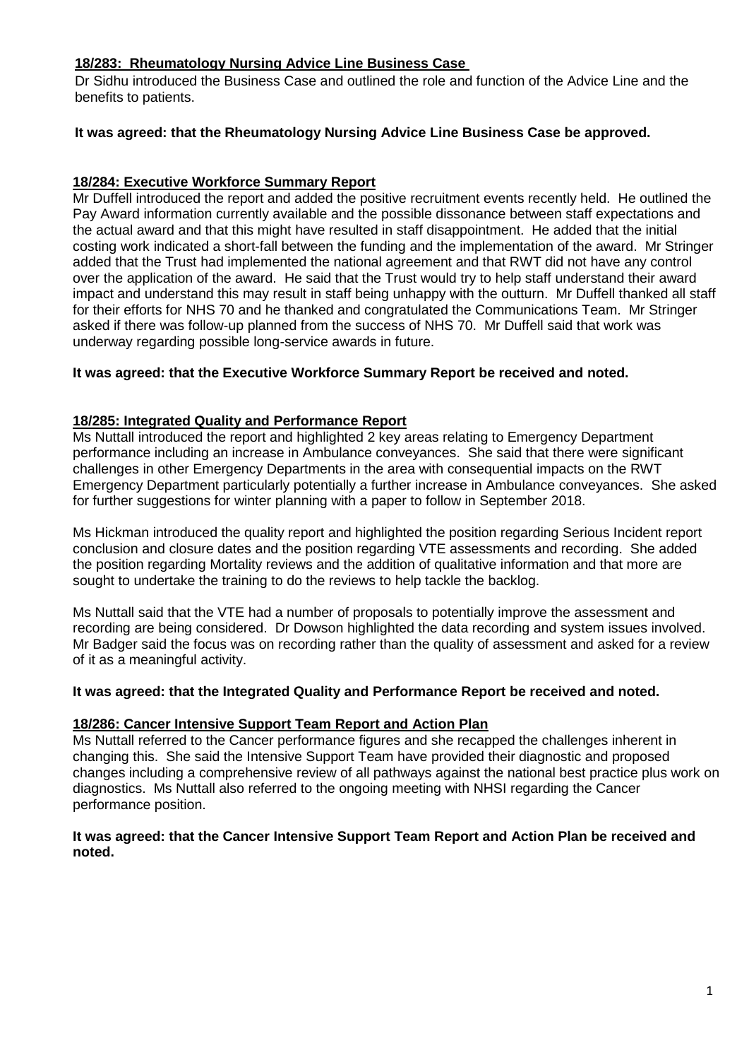**18/283: Rheumatology Nursing Advice Line Business Case**

Dr Sidhu introduced the Business Case and outlined the role and function of the Advice Line and the benefits to patients.

**It was agreed: that the Rheumatology Nursing Advice Line Business Case be approved.**

**18/284: Executive Workforce Summary Report**

Mr Duffell introduced the report and added the positive recruitment events recently held. He outlined the Pay Award information currently available and the possible dissonance between staff expectations and the actual award and that this might have resulted in staff disappointment. He added that the initial costing work indicated a short-fall between the funding and the implementation of the award. Mr Stringer added that the Trust had implemented the national agreement and that RWT did not have any control over the application of the award. He said that the Trust would try to help staff understand their award impact and understand this may result in staff being unhappy with the outturn. Mr Duffell thanked all staff for their efforts for NHS 70 and he thanked and congratulated the Communications Team. Mr Stringer asked if there was follow-up planned from the success of NHS 70. Mr Duffell said that work was underway regarding possible long-service awards in future.

**It was agreed: that the Executive Workforce Summary Report be received and noted.**

**18/285: Integrated Quality and Performance Report**

Ms Nuttall introduced the report and highlighted 2 key areas relating to Emergency Department performance including an increase in Ambulance conveyances. She said that there were significant challenges in other Emergency Departments in the area with consequential impacts on the RWT Emergency Department particularly potentially a further increase in Ambulance conveyances. She asked for further suggestions for winter planning with a paper to follow in September 2018.

Ms Hickman introduced the quality report and highlighted the position regarding Serious Incident report conclusion and closure dates and the position regarding VTE assessments and recording. She added the position regarding Mortality reviews and the addition of qualitative information and that more are sought to undertake the training to do the reviews to help tackle the backlog.

Ms Nuttall said that the VTE had a number of proposals to potentially improve the assessment and recording are being considered. Dr Dowson highlighted the data recording and system issues involved. Mr Badger said the focus was on recording rather than the quality of assessment and asked for a review of it as a meaningful activity.

**It was agreed: that the Integrated Quality and Performance Report be received and noted.**

**18/286: Cancer Intensive Support Team Report and Action Plan**

Ms Nuttall referred to the Cancer performance figures and she recapped the challenges inherent in changing this. She said the Intensive Support Team have provided their diagnostic and proposed changes including a comprehensive review of all pathways against the national best practice plus work on diagnostics. Ms Nuttall also referred to the ongoing meeting with NHSI regarding the Cancer performance position.

**It was agreed: that the Cancer Intensive Support Team Report and Action Plan be received and noted.**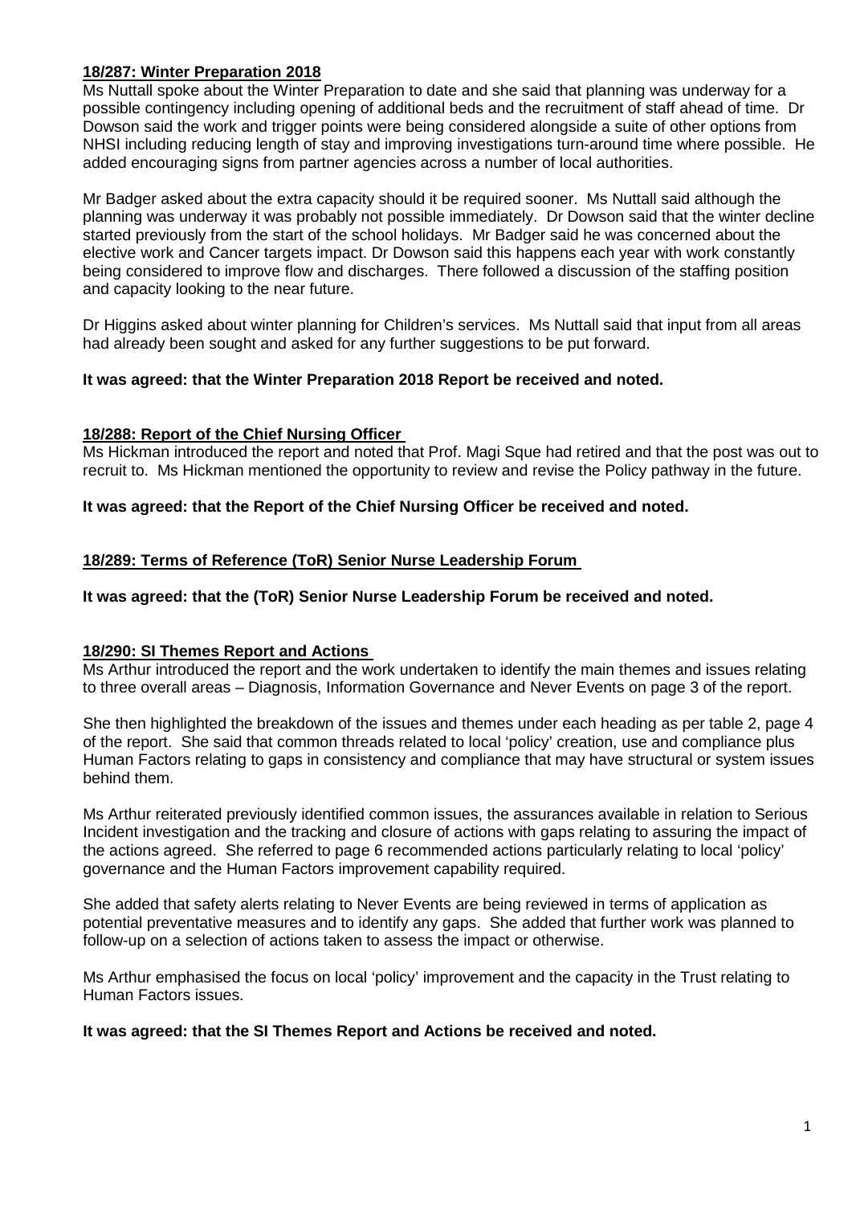**18/287: Winter Preparation 2018**

Ms Nuttall spoke about the Winter Preparation to date and she said that planning was underway for a possible contingency including opening of additional beds and the recruitment of staff ahead of time. Dr Dowson said the work and trigger points were being considered alongside a suite of other options from NHSI including reducing length of stay and improving investigations turn-around time where possible. He added encouraging signs from partner agencies across a number of local authorities.

Mr Badger asked about the extra capacity should it be required sooner. Ms Nuttall said although the planning was underway it was probably not possible immediately. Dr Dowson said that the winter decline started previously from the start of the school holidays. Mr Badger said he was concerned about the elective work and Cancer targets impact. Dr Dowson said this happens each year with work constantly being considered to improve flow and discharges. There followed a discussion of the staffing position and capacity looking to the near future.

Dr Higgins asked about winter planning for Children's services. Ms Nuttall said that input from all areas had already been sought and asked for any further suggestions to be put forward.

**It was agreed: that the Winter Preparation 2018 Report be received and noted.**

**18/288: Report of the Chief Nursing Officer**

Ms Hickman introduced the report and noted that Prof. Magi Sque had retired and that the post was out to recruit to. Ms Hickman mentioned the opportunity to review and revise the Policy pathway in the future.

**It was agreed: that the Report of the Chief Nursing Officer be received and noted.**

**18/289: Terms of Reference (ToR) Senior Nurse Leadership Forum**

**It was agreed: that the (ToR) Senior Nurse Leadership Forum be received and noted.**

**18/290: SI Themes Report and Actions**

Ms Arthur introduced the report and the work undertaken to identify the main themes and issues relating to three overall areas – Diagnosis, Information Governance and Never Events on page 3 of the report.

She then highlighted the breakdown of the issues and themes under each heading as per table 2, page 4 of the report. She said that common threads related to local 'policy' creation, use and compliance plus Human Factors relating to gaps in consistency and compliance that may have structural or system issues behind them.

Ms Arthur reiterated previously identified common issues, the assurances available in relation to Serious Incident investigation and the tracking and closure of actions with gaps relating to assuring the impact of the actions agreed. She referred to page 6 recommended actions particularly relating to local 'policy' governance and the Human Factors improvement capability required.

She added that safety alerts relating to Never Events are being reviewed in terms of application as potential preventative measures and to identify any gaps. She added that further work was planned to follow-up on a selection of actions taken to assess the impact or otherwise.

Ms Arthur emphasised the focus on local 'policy' improvement and the capacity in the Trust relating to Human Factors issues.

**It was agreed: that the SI Themes Report and Actions be received and noted.**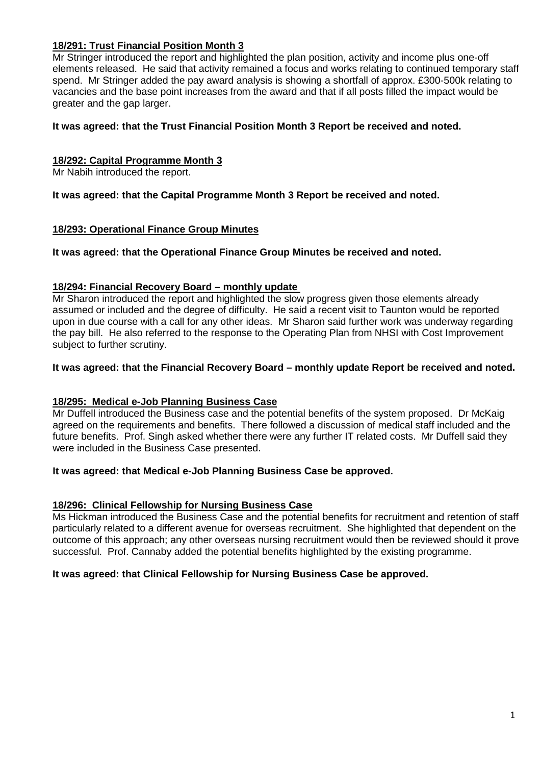**18/291: Trust Financial Position Month 3**

Mr Stringer introduced the report and highlighted the plan position, activity and income plus one-off elements released. He said that activity remained a focus and works relating to continued temporary staff spend. Mr Stringer added the pay award analysis is showing a shortfall of approx. £300-500k relating to vacancies and the base point increases from the award and that if all posts filled the impact would be greater and the gap larger.

**It was agreed: that the Trust Financial Position Month 3 Report be received and noted.**

**18/292: Capital Programme Month 3**

Mr Nabih introduced the report.

**It was agreed: that the Capital Programme Month 3 Report be received and noted.**

**18/293: Operational Finance Group Minutes**

**It was agreed: that the Operational Finance Group Minutes be received and noted.**

**18/294: Financial Recovery Board – monthly update**

Mr Sharon introduced the report and highlighted the slow progress given those elements already assumed or included and the degree of difficulty. He said a recent visit to Taunton would be reported upon in due course with a call for any other ideas. Mr Sharon said further work was underway regarding the pay bill. He also referred to the response to the Operating Plan from NHSI with Cost Improvement subject to further scrutiny.

**It was agreed: that the Financial Recovery Board – monthly update Report be received and noted.**

**18/295: Medical e-Job Planning Business Case**

Mr Duffell introduced the Business case and the potential benefits of the system proposed. Dr McKaig agreed on the requirements and benefits. There followed a discussion of medical staff included and the future benefits. Prof. Singh asked whether there were any further IT related costs. Mr Duffell said they were included in the Business Case presented.

**It was agreed: that Medical e-Job Planning Business Case be approved.**

**18/296: Clinical Fellowship for Nursing Business Case**

Ms Hickman introduced the Business Case and the potential benefits for recruitment and retention of staff particularly related to a different avenue for overseas recruitment. She highlighted that dependent on the outcome of this approach; any other overseas nursing recruitment would then be reviewed should it prove successful. Prof. Cannaby added the potential benefits highlighted by the existing programme.

**It was agreed: that Clinical Fellowship for Nursing Business Case be approved.**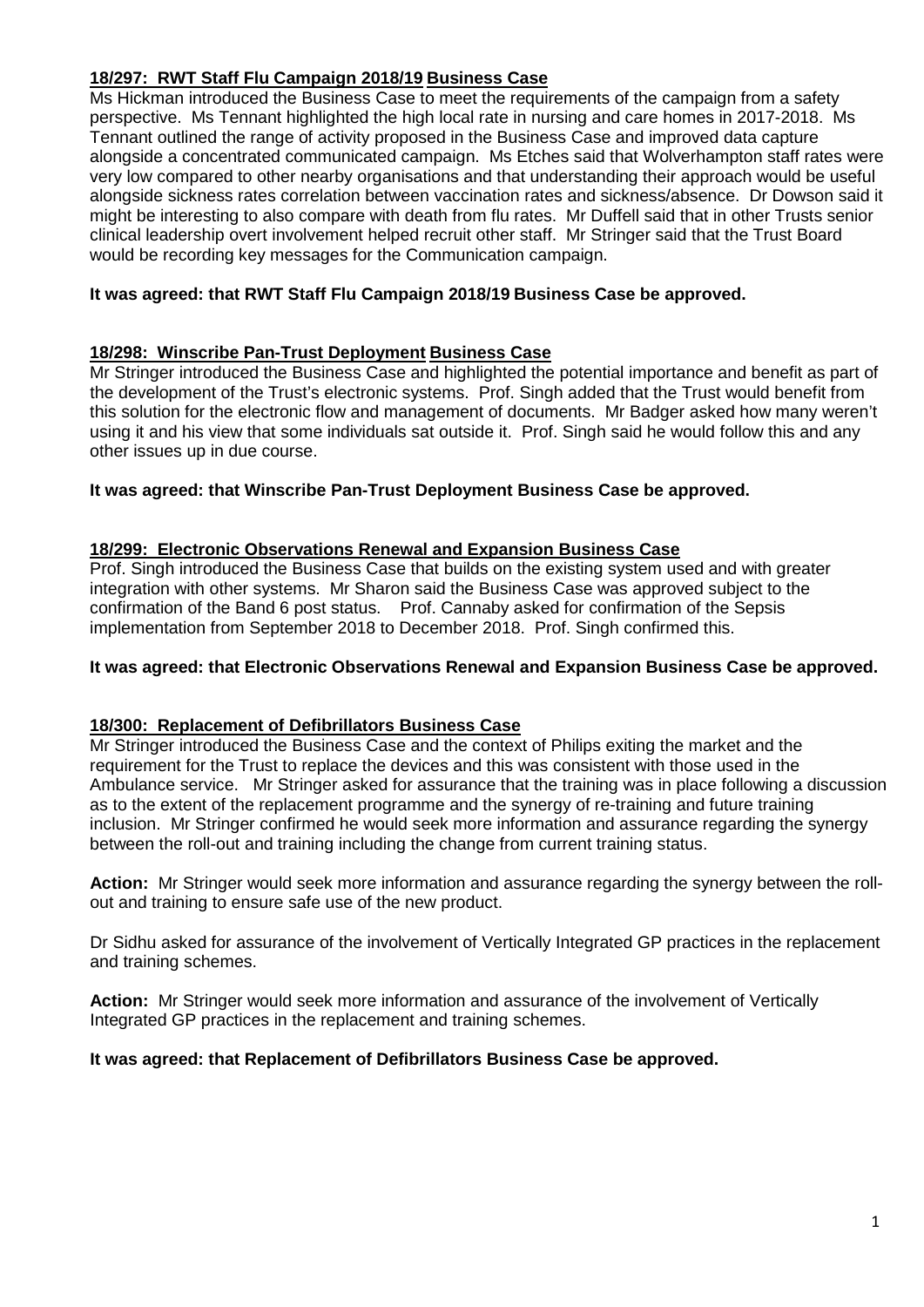**18/297: RWT Staff Flu Campaign 2018/19 Business Case**

Ms Hickman introduced the Business Case to meet the requirements of the campaign from a safety perspective. Ms Tennant highlighted the high local rate in nursing and care homes in 2017-2018. Ms Tennant outlined the range of activity proposed in the Business Case and improved data capture alongside a concentrated communicated campaign. Ms Etches said that Wolverhampton staff rates were very low compared to other nearby organisations and that understanding their approach would be useful alongside sickness rates correlation between vaccination rates and sickness/absence. Dr Dowson said it might be interesting to also compare with death from flu rates. Mr Duffell said that in other Trusts senior clinical leadership overt involvement helped recruit other staff. Mr Stringer said that the Trust Board would be recording key messages for the Communication campaign.

**It was agreed: that RWT Staff Flu Campaign 2018/19 Business Case be approved.**

**18/298: Winscribe Pan-Trust Deployment Business Case**

Mr Stringer introduced the Business Case and highlighted the potential importance and benefit as part of the development of the Trust's electronic systems. Prof. Singh added that the Trust would benefit from this solution for the electronic flow and management of documents. Mr Badger asked how many weren't using it and his view that some individuals sat outside it. Prof. Singh said he would follow this and any other issues up in due course.

**It was agreed: that Winscribe Pan-Trust Deployment Business Case be approved.**

**18/299: Electronic Observations Renewal and Expansion Business Case**

Prof. Singh introduced the Business Case that builds on the existing system used and with greater integration with other systems. Mr Sharon said the Business Case was approved subject to the confirmation of the Band 6 post status. Prof. Cannaby asked for confirmation of the Sepsis implementation from September 2018 to December 2018. Prof. Singh confirmed this.

**It was agreed: that Electronic Observations Renewal and Expansion Business Case be approved.**

**18/300: Replacement of Defibrillators Business Case**

Mr Stringer introduced the Business Case and the context of Philips exiting the market and the requirement for the Trust to replace the devices and this was consistent with those used in the Ambulance service. Mr Stringer asked for assurance that the training was in place following a discussion as to the extent of the replacement programme and the synergy of re-training and future training inclusion. Mr Stringer confirmed he would seek more information and assurance regarding the synergy between the roll-out and training including the change from current training status.

**Action:** Mr Stringer would seek more information and assurance regarding the synergy between the roll-out and training to ensure safe use of the new product.

Dr Sidhu asked for assurance of the involvement of Vertically Integrated GP practices in the replacement and training schemes.

**Action:** Mr Stringer would seek more information and assurance of the involvement of Vertically Integrated GP practices in the replacement and training schemes.

**It was agreed: that Replacement of Defibrillators Business Case be approved.**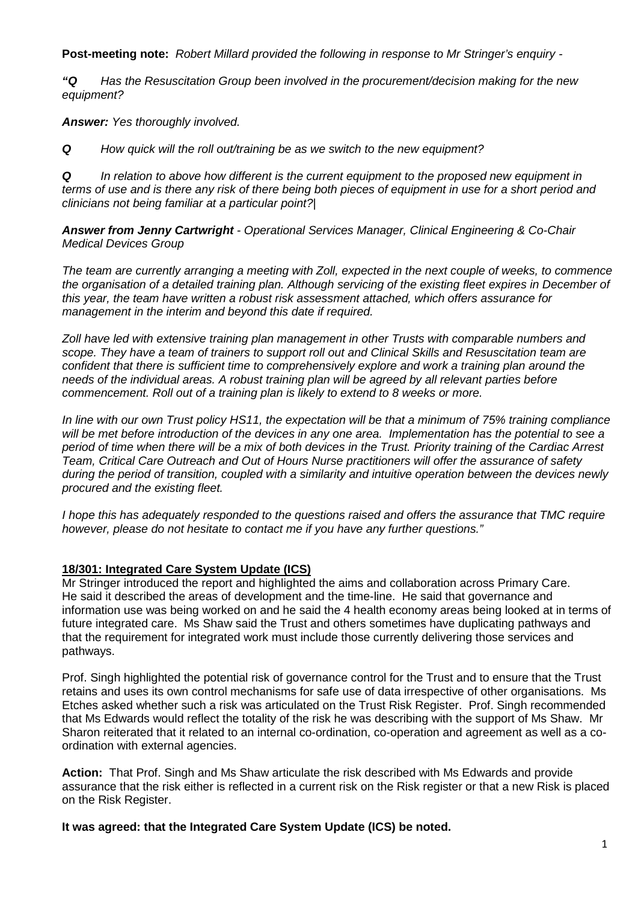**Post-meeting note:** *Robert Millard provided the following in response to Mr Stringer's enquiry -*

***"Q*** *Has the Resuscitation Group been involved in the procurement/decision making for the new equipment?*

***Answer:*** *Yes thoroughly involved.*

***Q*** *How quick will the roll out/training be as we switch to the new equipment?*

***Q*** *In relation to above how different is the current equipment to the proposed new equipment in terms of use and is there any risk of there being both pieces of equipment in use for a short period and clinicians not being familiar at a particular point?|*

***Answer from Jenny Cartwright*** *- Operational Services Manager, Clinical Engineering & Co-Chair Medical Devices Group*

*The team are currently arranging a meeting with Zoll, expected in the next couple of weeks, to commence the organisation of a detailed training plan. Although servicing of the existing fleet expires in December of this year, the team have written a robust risk assessment attached, which offers assurance for management in the interim and beyond this date if required.*

*Zoll have led with extensive training plan management in other Trusts with comparable numbers and scope. They have a team of trainers to support roll out and Clinical Skills and Resuscitation team are confident that there is sufficient time to comprehensively explore and work a training plan around the needs of the individual areas. A robust training plan will be agreed by all relevant parties before commencement. Roll out of a training plan is likely to extend to 8 weeks or more.*

*In line with our own Trust policy HS11, the expectation will be that a minimum of 75% training compliance will be met before introduction of the devices in any one area. Implementation has the potential to see a period of time when there will be a mix of both devices in the Trust. Priority training of the Cardiac Arrest Team, Critical Care Outreach and Out of Hours Nurse practitioners will offer the assurance of safety during the period of transition, coupled with a similarity and intuitive operation between the devices newly procured and the existing fleet.*

*I hope this has adequately responded to the questions raised and offers the assurance that TMC require however, please do not hesitate to contact me if you have any further questions."*

**18/301: Integrated Care System Update (ICS)**

Mr Stringer introduced the report and highlighted the aims and collaboration across Primary Care. He said it described the areas of development and the time-line. He said that governance and information use was being worked on and he said the 4 health economy areas being looked at in terms of future integrated care. Ms Shaw said the Trust and others sometimes have duplicating pathways and that the requirement for integrated work must include those currently delivering those services and pathways.

Prof. Singh highlighted the potential risk of governance control for the Trust and to ensure that the Trust retains and uses its own control mechanisms for safe use of data irrespective of other organisations. Ms Etches asked whether such a risk was articulated on the Trust Risk Register. Prof. Singh recommended that Ms Edwards would reflect the totality of the risk he was describing with the support of Ms Shaw. Mr Sharon reiterated that it related to an internal co-ordination, co-operation and agreement as well as a co-ordination with external agencies.

**Action:** That Prof. Singh and Ms Shaw articulate the risk described with Ms Edwards and provide assurance that the risk either is reflected in a current risk on the Risk register or that a new Risk is placed on the Risk Register.

**It was agreed: that the Integrated Care System Update (ICS) be noted.**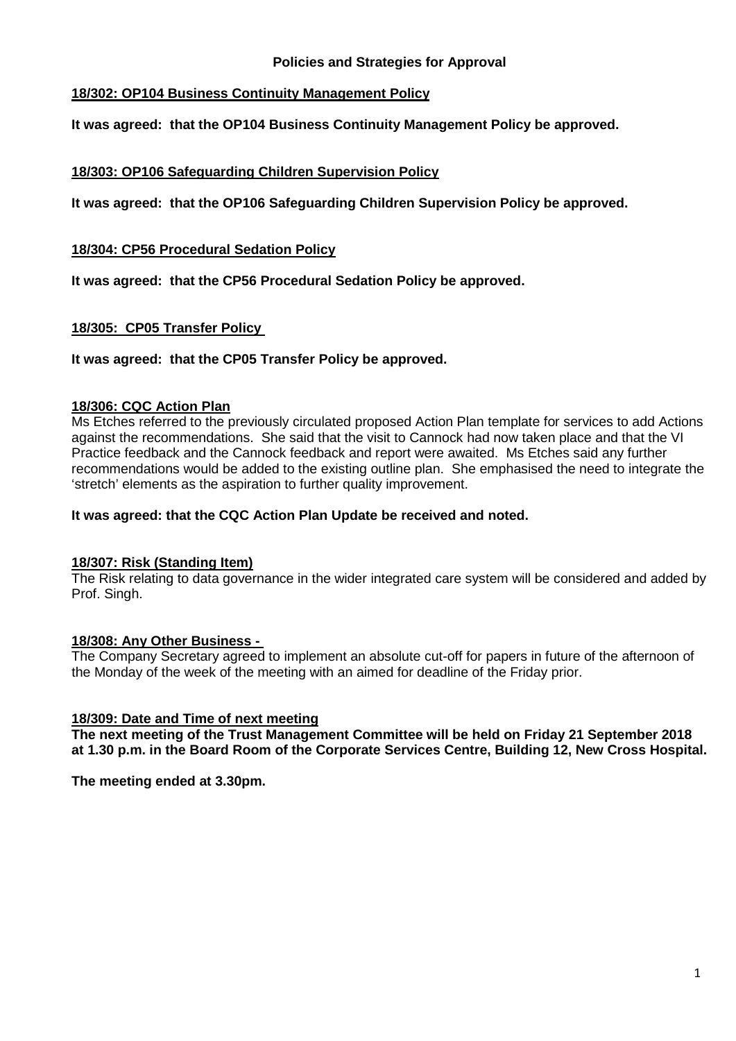**Policies and Strategies for Approval**

**18/302: OP104 Business Continuity Management Policy**

**It was agreed: that the OP104 Business Continuity Management Policy be approved.**

**18/303: OP106 Safeguarding Children Supervision Policy**

**It was agreed: that the OP106 Safeguarding Children Supervision Policy be approved.**

**18/304: CP56 Procedural Sedation Policy**

**It was agreed: that the CP56 Procedural Sedation Policy be approved.**

**18/305: CP05 Transfer Policy**

**It was agreed: that the CP05 Transfer Policy be approved.**

**18/306: CQC Action Plan**

Ms Etches referred to the previously circulated proposed Action Plan template for services to add Actions against the recommendations. She said that the visit to Cannock had now taken place and that the VI Practice feedback and the Cannock feedback and report were awaited. Ms Etches said any further recommendations would be added to the existing outline plan. She emphasised the need to integrate the 'stretch' elements as the aspiration to further quality improvement.

**It was agreed: that the CQC Action Plan Update be received and noted.**

**18/307: Risk (Standing Item)**

The Risk relating to data governance in the wider integrated care system will be considered and added by Prof. Singh.

**18/308: Any Other Business -**

The Company Secretary agreed to implement an absolute cut-off for papers in future of the afternoon of the Monday of the week of the meeting with an aimed for deadline of the Friday prior.

**18/309: Date and Time of next meeting**

**The next meeting of the Trust Management Committee will be held on Friday 21 September 2018 at 1.30 p.m. in the Board Room of the Corporate Services Centre, Building 12, New Cross Hospital.**

**The meeting ended at 3.30pm.**